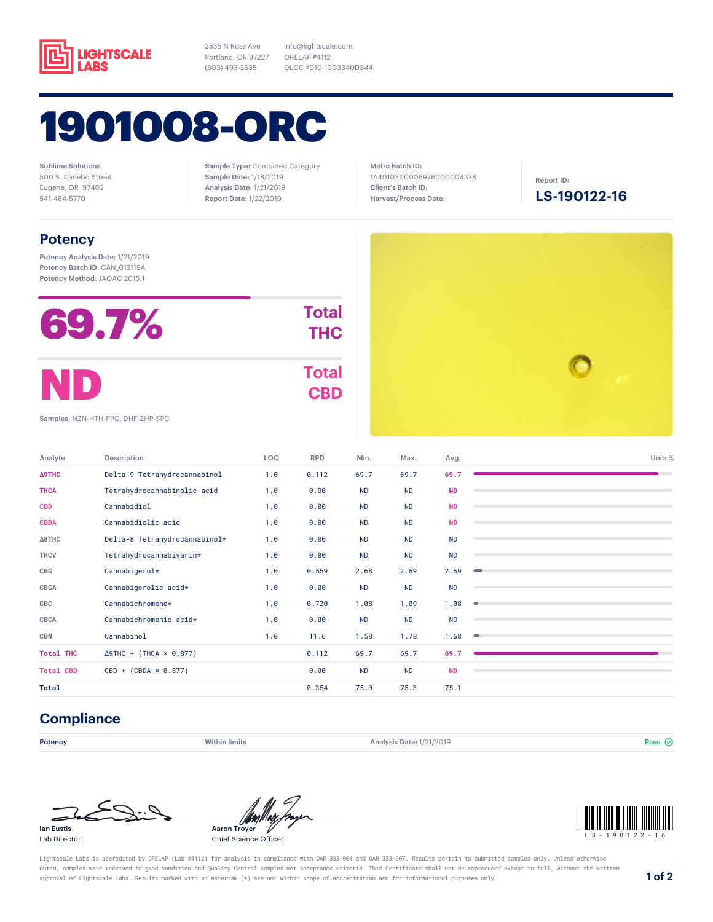LIGHTSCALE LABS

2535 N Ross Ave
Portland, OR 97227
(503) 493-2535

info@lightscale.com
ORELAP #4112
OLCC #010-1003340D344

# 1901008-ORC

Sublime Solutions
500 S. Danebo Street
Eugene, OR 97402
541-484-5770

**Sample Type:** Combined Category
**Sample Date:** 1/18/2019
**Analysis Date:** 1/21/2019
**Report Date:** 1/22/2019

**Metrc Batch ID:**
1A4010300006978000004378
**Client's Batch ID:**
**Harvest/Process Date:**

**Report ID:**
**LS-190122-16**

## Potency

**Potency Analysis Date:** 1/21/2019
**Potency Batch ID:** CAN_012119A
**Potency Method:** JAOAC 2015.1

**69.7%** Total THC

**ND** Total CBD

**Samples:** NZN-HTH-PPC, DHF-ZHP-SPC

| Analyte | Description | LOQ | RPD | Min. | Max. | Avg. | Unit: % |
|---|---|---|---|---|---|---|---|
| Δ9THC | Delta-9 Tetrahydrocannabinol | 1.0 | 0.112 | 69.7 | 69.7 | 69.7 | |
| THCA | Tetrahydrocannabinolic acid | 1.0 | 0.00 | ND | ND | ND | |
| CBD | Cannabidiol | 1.0 | 0.00 | ND | ND | ND | |
| CBDA | Cannabidiolic acid | 1.0 | 0.00 | ND | ND | ND | |
| Δ8THC | Delta-8 Tetrahydrocannabinol* | 1.0 | 0.00 | ND | ND | ND | |
| THCV | Tetrahydrocannabivarin* | 1.0 | 0.00 | ND | ND | ND | |
| CBG | Cannabigerol* | 1.0 | 0.559 | 2.68 | 2.69 | 2.69 | |
| CBGA | Cannabigerolic acid* | 1.0 | 0.00 | ND | ND | ND | |
| CBC | Cannabichromene* | 1.0 | 0.720 | 1.08 | 1.09 | 1.08 | |
| CBCA | Cannabichromenic acid* | 1.0 | 0.00 | ND | ND | ND | |
| CBN | Cannabinol | 1.0 | 11.6 | 1.58 | 1.78 | 1.68 | |
| Total THC | Δ9THC + (THCA × 0.877) | | 0.112 | 69.7 | 69.7 | 69.7 | |
| Total CBD | CBD + (CBDA × 0.877) | | 0.00 | ND | ND | ND | |
| Total | | | 0.354 | 75.0 | 75.3 | 75.1 | |

## Compliance

| Potency | Within limits | Analysis Date: 1/21/2019 | Pass |
|---|---|---|---|

Ian Eustis
Lab Director

Aaron Troyer
Chief Science Officer

LS-190122-16

Lightscale Labs is accredited by ORELAP (Lab #4112) for analysis in compliance with OAR 333-064 and OAR 333-007. Results pertain to submitted samples only. Unless otherwise noted, samples were received in good condition and Quality Control samples met acceptance criteria. This Certificate shall not be reproduced except in full, without the written approval of Lightscale Labs. Results marked with an asterisk (*) are not within scope of accreditation and for informational purposes only.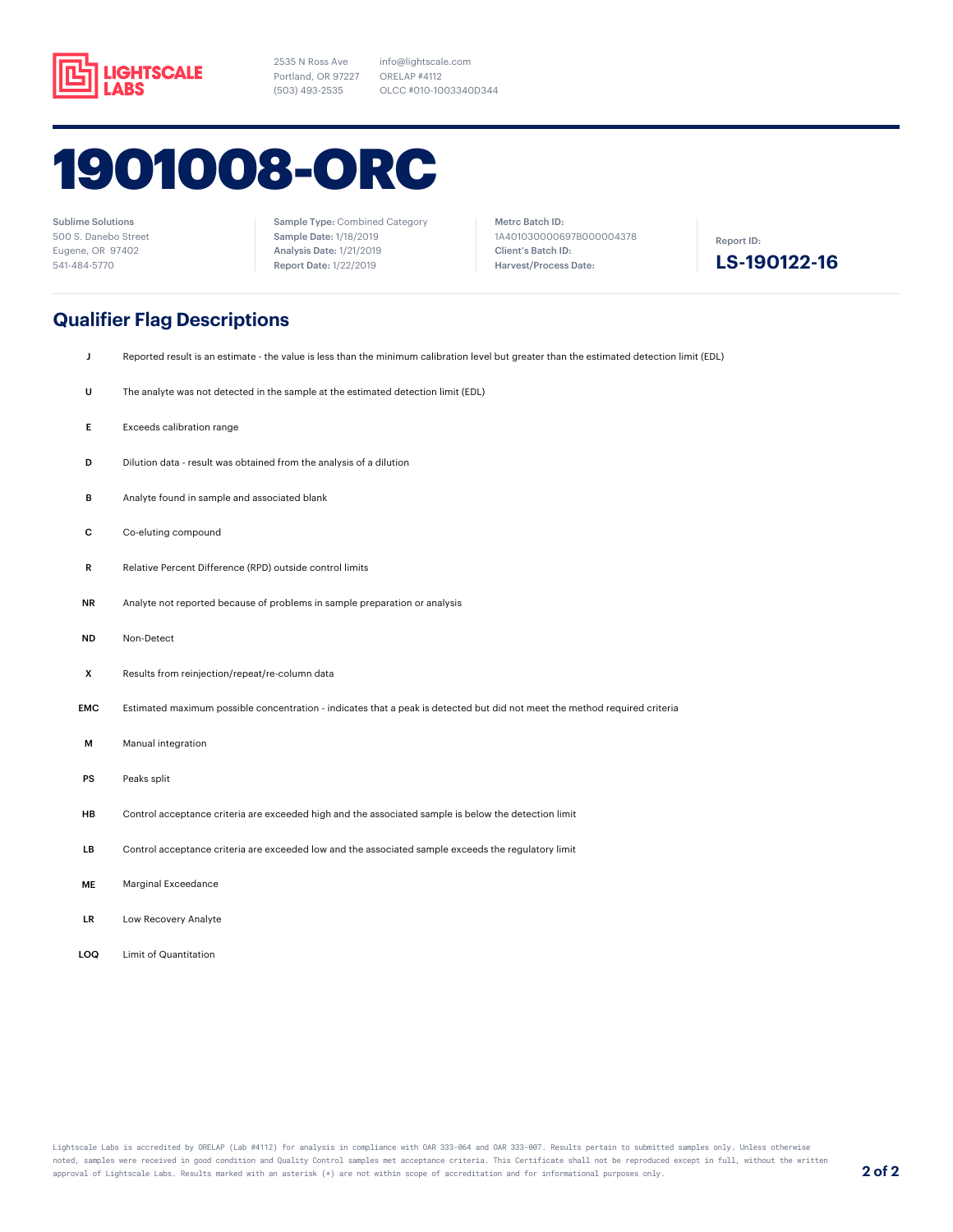LIGHTSCALE LABS

2535 N Ross Ave
Portland, OR 97227
(503) 493-2535

info@lightscale.com
ORELAP #4112
OLCC #010-1003340D344

# 1901008-ORC

Sublime Solutions
500 S. Danebo Street
Eugene, OR 97402
541-484-5770

**Sample Type:** Combined Category
**Sample Date:** 1/18/2019
**Analysis Date:** 1/21/2019
**Report Date:** 1/22/2019

**Metrc Batch ID:**
1A401030000697B000004378
**Client's Batch ID:**
**Harvest/Process Date:**

Report ID:
**LS-190122-16**

## Qualifier Flag Descriptions

| | |
|---|---|
| J | Reported result is an estimate - the value is less than the minimum calibration level but greater than the estimated detection limit (EDL) |
| U | The analyte was not detected in the sample at the estimated detection limit (EDL) |
| E | Exceeds calibration range |
| D | Dilution data - result was obtained from the analysis of a dilution |
| B | Analyte found in sample and associated blank |
| C | Co-eluting compound |
| R | Relative Percent Difference (RPD) outside control limits |
| NR | Analyte not reported because of problems in sample preparation or analysis |
| ND | Non-Detect |
| X | Results from reinjection/repeat/re-column data |
| EMC | Estimated maximum possible concentration - indicates that a peak is detected but did not meet the method required criteria |
| M | Manual integration |
| PS | Peaks split |
| HB | Control acceptance criteria are exceeded high and the associated sample is below the detection limit |
| LB | Control acceptance criteria are exceeded low and the associated sample exceeds the regulatory limit |
| ME | Marginal Exceedance |
| LR | Low Recovery Analyte |
| LOQ | Limit of Quantitation |

Lightscale Labs is accredited by ORELAP (Lab #4112) for analysis in compliance with OAR 333-064 and OAR 333-007. Results pertain to submitted samples only. Unless otherwise noted, samples were received in good condition and Quality Control samples met acceptance criteria. This Certificate shall not be reproduced except in full, without the written approval of Lightscale Labs. Results marked with an asterisk (*) are not within scope of accreditation and for informational purposes only.